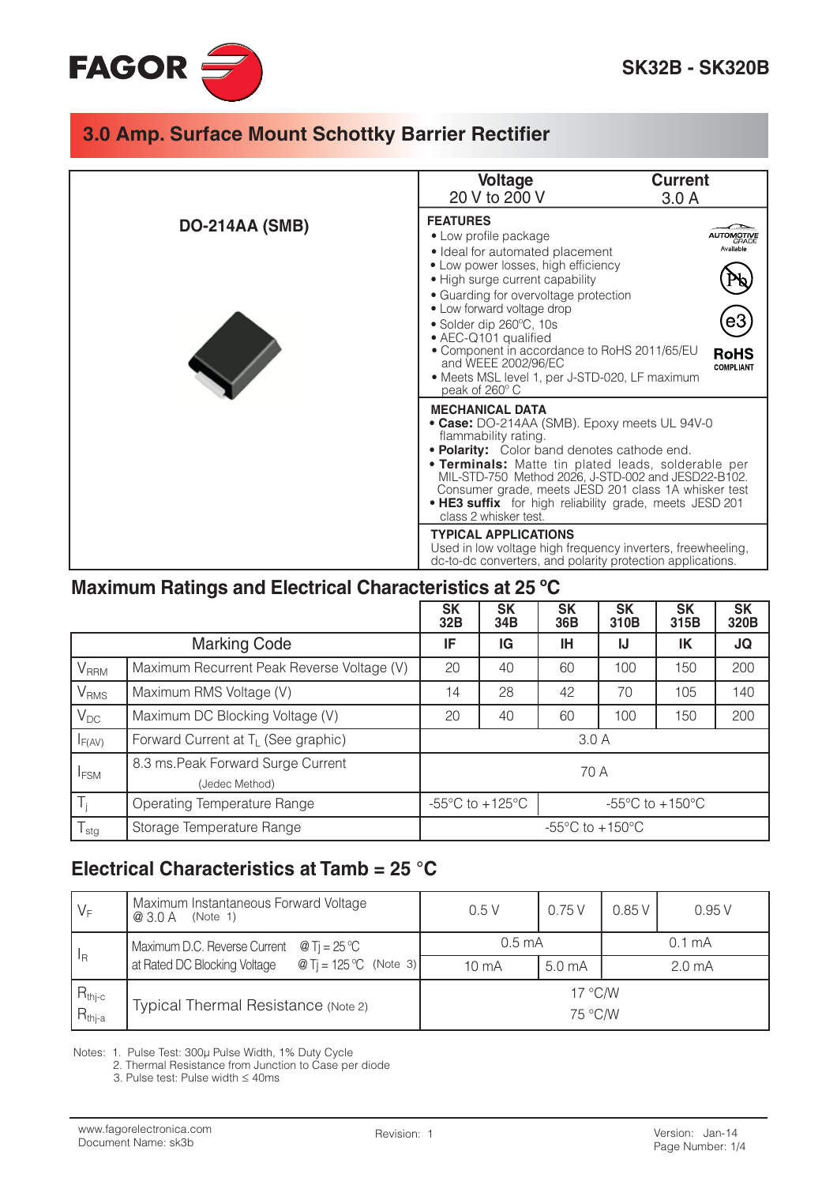# SK32B - SK320B

## 3.0 Amp. Surface Mount Schottky Barrier Rectifier

**DO-214AA (SMB)**

| Voltage | Current |
|---|---|
| 20 V to 200 V | 3.0 A |

### FEATURES

- Low profile package
- Ideal for automated placement
- Low power losses, high efficiency
- High surge current capability
- Guarding for overvoltage protection
- Low forward voltage drop
- Solder dip 260ºC, 10s
- AEC-Q101 qualified
- Component in accordance to RoHS 2011/65/EU and WEEE 2002/96/EC
- Meets MSL level 1, per J-STD-020, LF maximum peak of 260° C

AUTOMOTIVE GRADE Available

RoHS COMPLIANT

### MECHANICAL DATA

- **Case:** DO-214AA (SMB). Epoxy meets UL 94V-0 flammability rating.
- **Polarity:** Color band denotes cathode end.
- **Terminals:** Matte tin plated leads, solderable per MIL-STD-750 Method 2026, J-STD-002 and JESD22-B102. Consumer grade, meets JESD 201 class 1A whisker test
- **HE3 suffix** for high reliability grade, meets JESD 201 class 2 whisker test.

### TYPICAL APPLICATIONS

Used in low voltage high frequency inverters, freewheeling, dc-to-dc converters, and polarity protection applications.

## Maximum Ratings and Electrical Characteristics at 25 ºC

| | | SK 32B | SK 34B | SK 36B | SK 310B | SK 315B | SK 320B |
|---|---|---|---|---|---|---|---|
| Marking Code | | IF | IG | IH | IJ | IK | JQ |
| $V_{RRM}$ | Maximum Recurrent Peak Reverse Voltage (V) | 20 | 40 | 60 | 100 | 150 | 200 |
| $V_{RMS}$ | Maximum RMS Voltage (V) | 14 | 28 | 42 | 70 | 105 | 140 |
| $V_{DC}$ | Maximum DC Blocking Voltage (V) | 20 | 40 | 60 | 100 | 150 | 200 |
| $I_{F(AV)}$ | Forward Current at $T_L$ (See graphic) | 3.0 A | | | | | |
| $I_{FSM}$ | 8.3 ms.Peak Forward Surge Current (Jedec Method) | 70 A | | | | | |
| $T_j$ | Operating Temperature Range | -55ºC to +125ºC | | -55ºC to +150ºC | | | |
| $T_{stg}$ | Storage Temperature Range | -55ºC to +150ºC | | | | | |

## Electrical Characteristics at Tamb = 25 °C

| | | | | | |
|---|---|---|---|---|---|
| $V_F$ | Maximum Instantaneous Forward Voltage @ 3.0 A (Note 1) | 0.5 V | 0.75 V | 0.85 V | 0.95 V |
| $I_R$ | Maximum D.C. Reverse Current at Rated DC Blocking Voltage @ Tj = 25 ºC | 0.5 mA | | 0.1 mA | |
| | @ Tj = 125 ºC (Note 3) | 10 mA | 5.0 mA | 2.0 mA | |
| $R_{thj-c}$ | Typical Thermal Resistance (Note 2) | 17 °C/W | | | |
| $R_{thj-a}$ | | 75 °C/W | | | |

Notes: 1. Pulse Test: 300µ Pulse Width, 1% Duty Cycle
2. Thermal Resistance from Junction to Case per diode
3. Pulse test: Pulse width ≤ 40ms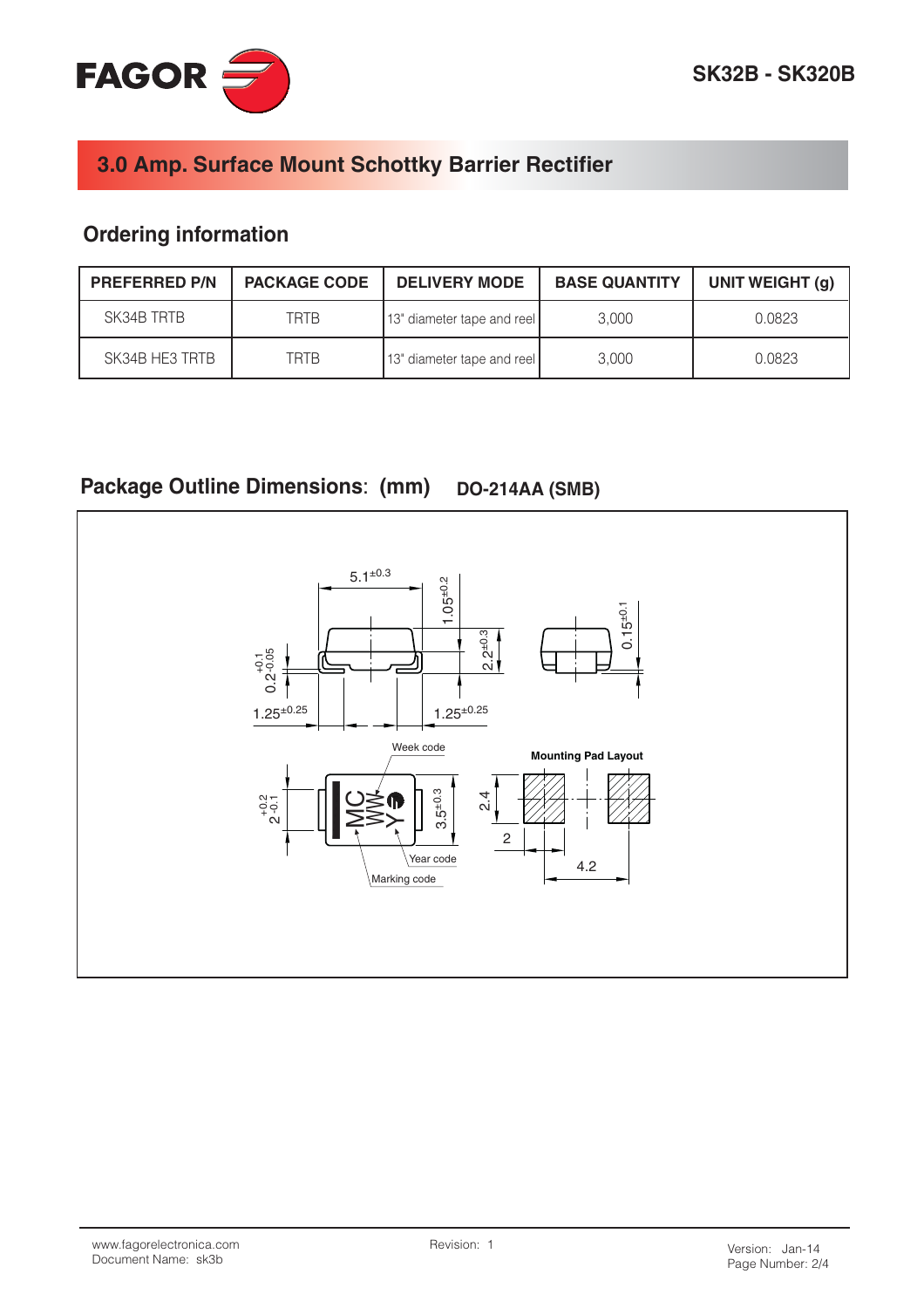## 3.0 Amp. Surface Mount Schottky Barrier Rectifier

## Ordering information

| PREFERRED P/N | PACKAGE CODE | DELIVERY MODE | BASE QUANTITY | UNIT WEIGHT (g) |
|---|---|---|---|---|
| SK34B TRTB | TRTB | 13" diameter tape and reel | 3,000 | 0.0823 |
| SK34B HE3 TRTB | TRTB | 13" diameter tape and reel | 3,000 | 0.0823 |

## Package Outline Dimensions: (mm) DO-214AA (SMB)

$5.1^{\pm0.3}$ $1.05^{\pm0.2}$ $2.2^{\pm0.3}$ $0.15^{\pm0.1}$ $0.2^{+0.1}_{-0.05}$ $1.25^{\pm0.25}$ $1.25^{\pm0.25}$

Week code

Mounting Pad Layout

$2^{+0.2}_{-0.1}$ $3.5^{\pm0.3}$ 2.4 2 4.2

MC WW Y

Year code

Marking code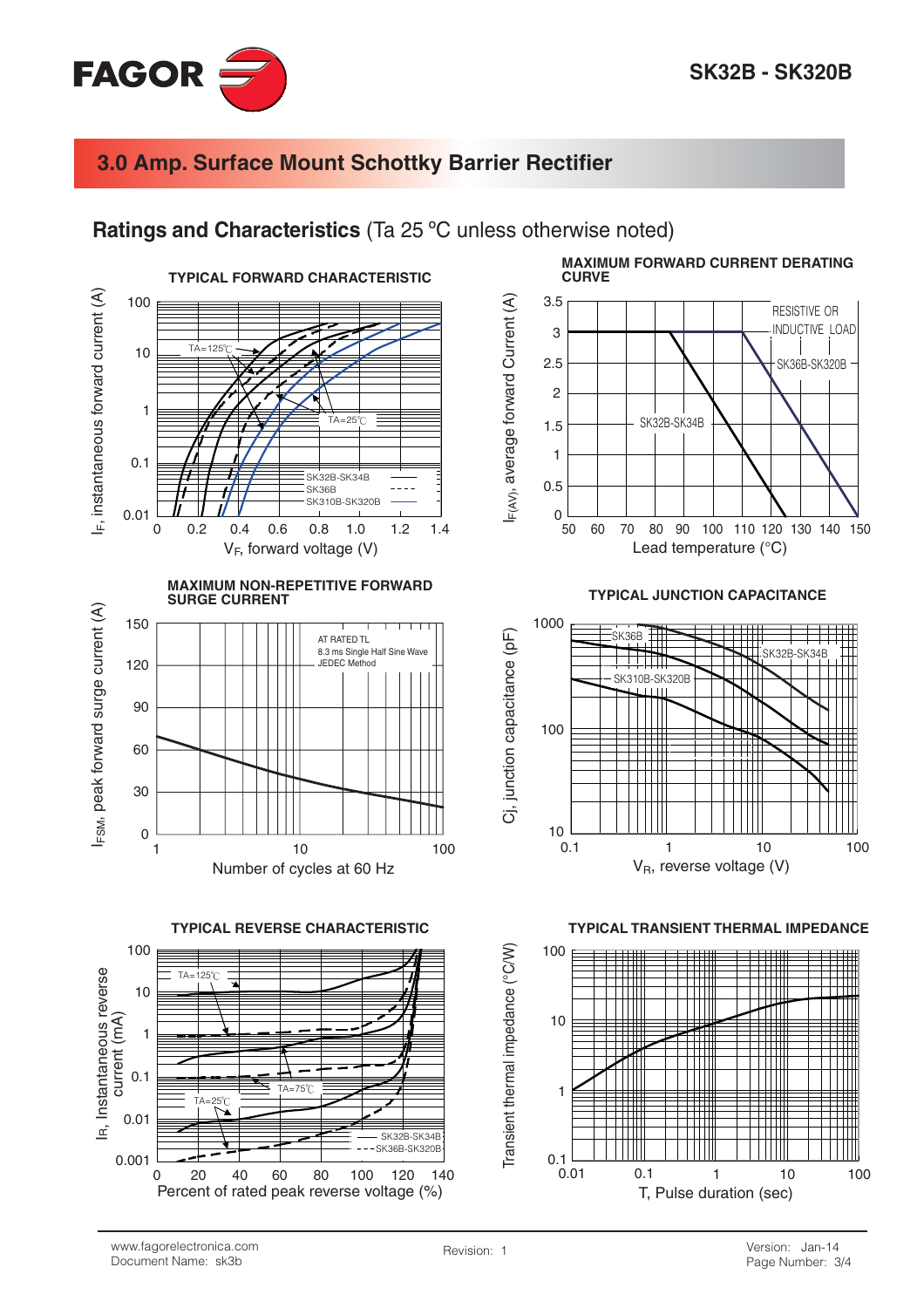## 3.0 Amp. Surface Mount Schottky Barrier Rectifier

### Ratings and Characteristics (Ta 25 ºC unless otherwise noted)

**TYPICAL FORWARD CHARACTERISTIC**

$I_F$, instantaneous forward current (A)

TA=125℃ TA=25℃

SK32B-SK34B
SK36B
SK310B-SK320B

$V_F$, forward voltage (V)

**MAXIMUM FORWARD CURRENT DERATING CURVE**

$I_{F(AV)}$, average forward Current (A)

RESISTIVE OR INDUCTIVE LOAD

SK36B-SK320B

SK32B-SK34B

Lead temperature (°C)

**MAXIMUM NON-REPETITIVE FORWARD SURGE CURRENT**

$I_{FSM}$, peak forward surge current (A)

AT RATED TL
8.3 ms Single Half Sine Wave
JEDEC Method

Number of cycles at 60 Hz

**TYPICAL JUNCTION CAPACITANCE**

Cj, junction capacitance (pF)

SK36B
SK32B-SK34B
SK310B-SK320B

$V_R$, reverse voltage (V)

**TYPICAL REVERSE CHARACTERISTIC**

$I_R$, Instantaneous reverse current (mA)

TA=125℃
TA=75℃
TA=25℃

SK32B-SK34B
SK36B-SK320B

Percent of rated peak reverse voltage (%)

**TYPICAL TRANSIENT THERMAL IMPEDANCE**

Transient thermal impedance (°C/W)

T, Pulse duration (sec)

www.fagorelectronica.com
Document Name: sk3b

Revision: 1

Version: Jan-14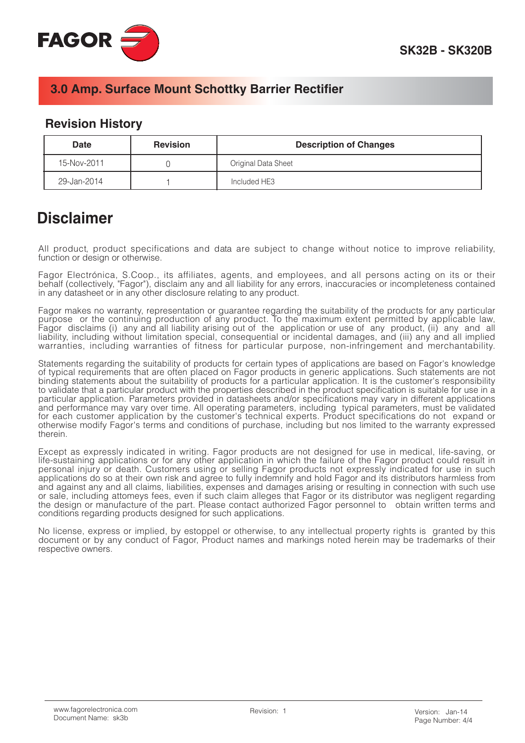## 3.0 Amp. Surface Mount Schottky Barrier Rectifier

### Revision History

| Date | Revision | Description of Changes |
|---|---|---|
| 15-Nov-2011 | 0 | Original Data Sheet |
| 29-Jan-2014 | 1 | Included HE3 |

# Disclaimer

All product, product specifications and data are subject to change without notice to improve reliability, function or design or otherwise.

Fagor Electrónica, S.Coop., its affiliates, agents, and employees, and all persons acting on its or their behalf (collectively, "Fagor"), disclaim any and all liability for any errors, inaccuracies or incompleteness contained in any datasheet or in any other disclosure relating to any product.

Fagor makes no warranty, representation or guarantee regarding the suitability of the products for any particular purpose or the continuing production of any product. To the maximum extent permitted by applicable law, Fagor disclaims (i) any and all liability arising out of the application or use of any product, (ii) any and all liability, including without limitation special, consequential or incidental damages, and (iii) any and all implied warranties, including warranties of fitness for particular purpose, non-infringement and merchantability.

Statements regarding the suitability of products for certain types of applications are based on Fagor's knowledge of typical requirements that are often placed on Fagor products in generic applications. Such statements are not binding statements about the suitability of products for a particular application. It is the customer's responsibility to validate that a particular product with the properties described in the product specification is suitable for use in a particular application. Parameters provided in datasheets and/or specifications may vary in different applications and performance may vary over time. All operating parameters, including typical parameters, must be validated for each customer application by the customer's technical experts. Product specifications do not expand or otherwise modify Fagor's terms and conditions of purchase, including but nos limited to the warranty expressed therein.

Except as expressly indicated in writing. Fagor products are not designed for use in medical, life-saving, or life-sustaining applications or for any other application in which the failure of the Fagor product could result in personal injury or death. Customers using or selling Fagor products not expressly indicated for use in such applications do so at their own risk and agree to fully indemnify and hold Fagor and its distributors harmless from and against any and all claims, liabilities, expenses and damages arising or resulting in connection with such use or sale, including attomeys fees, even if such claim alleges that Fagor or its distributor was negligent regarding the design or manufacture of the part. Please contact authorized Fagor personnel to obtain written terms and conditions regarding products designed for such applications.

No license, express or implied, by estoppel or otherwise, to any intellectual property rights is granted by this document or by any conduct of Fagor, Product names and markings noted herein may be trademarks of their respective owners.